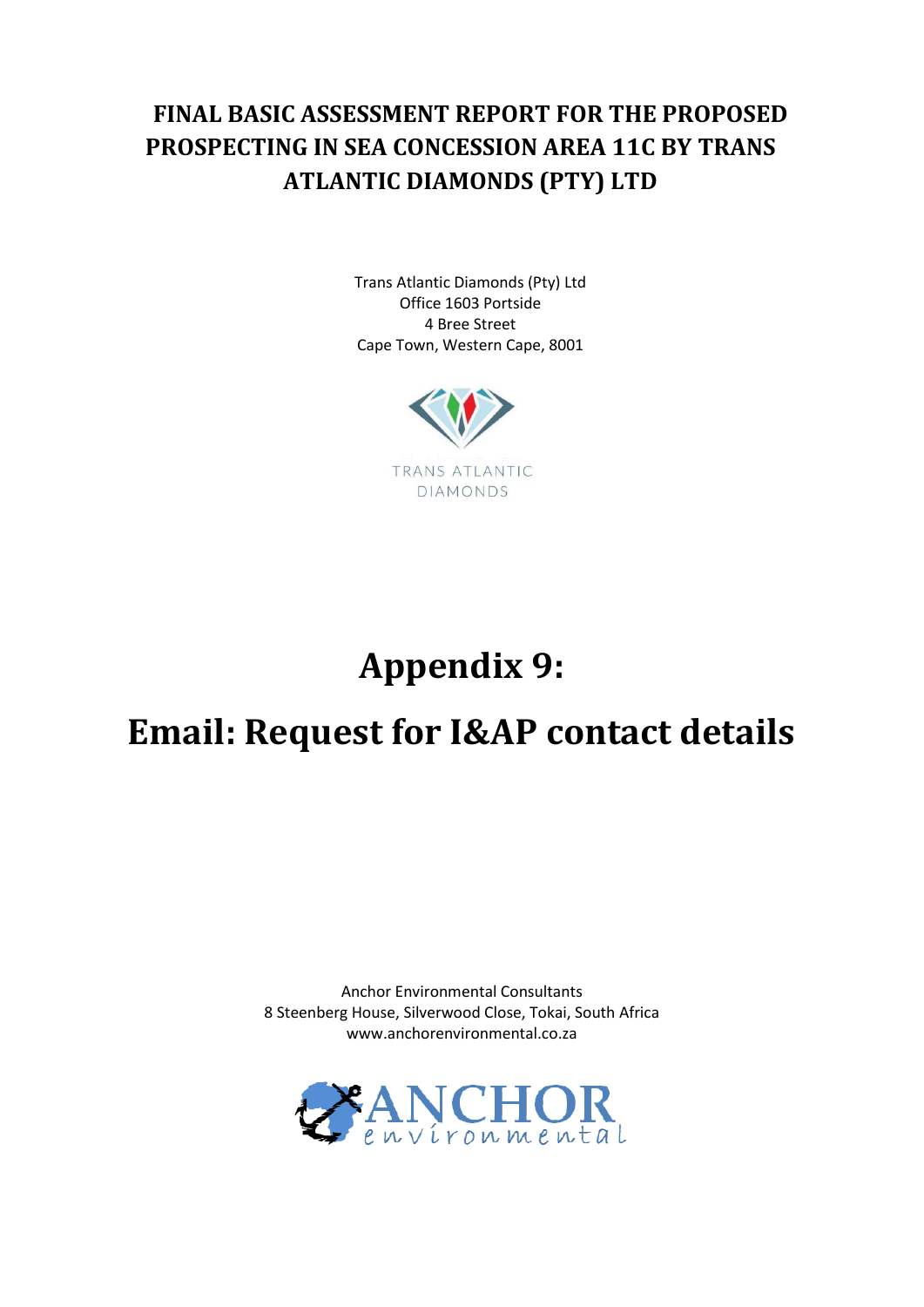# FINAL BASIC ASSESSMENT REPORT FOR THE PROPOSED PROSPECTING IN SEA CONCESSION AREA 11C BY TRANS ATLANTIC DIAMONDS (PTY) LTD

Trans Atlantic Diamonds (Pty) Ltd
Office 1603 Portside
4 Bree Street
Cape Town, Western Cape, 8001

TRANS ATLANTIC DIAMONDS

# Appendix 9:

# Email: Request for I&AP contact details

Anchor Environmental Consultants
8 Steenberg House, Silverwood Close, Tokai, South Africa
www.anchorenvironmental.co.za

ANCHOR environmental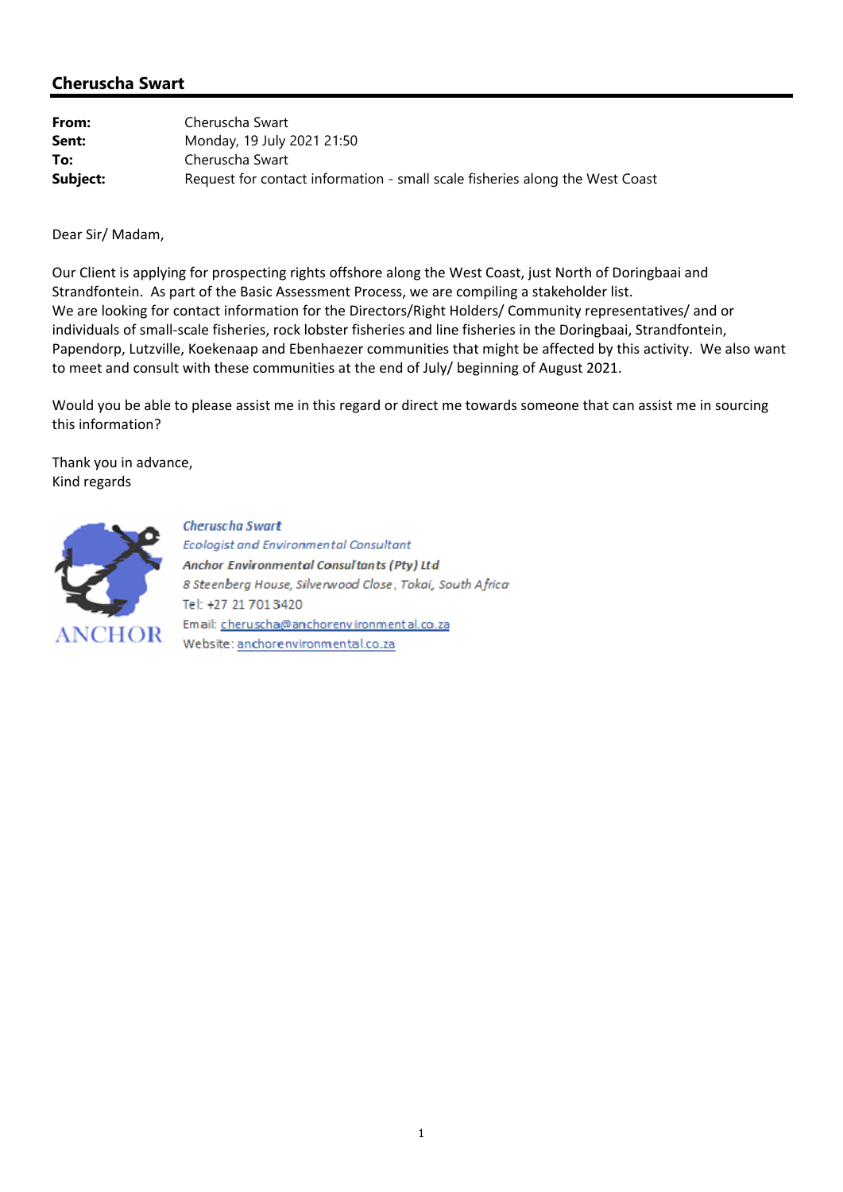## Cheruscha Swart

| | |
|---|---|
| **From:** | Cheruscha Swart |
| **Sent:** | Monday, 19 July 2021 21:50 |
| **To:** | Cheruscha Swart |
| **Subject:** | Request for contact information - small scale fisheries along the West Coast |

Dear Sir/ Madam,

Our Client is applying for prospecting rights offshore along the West Coast, just North of Doringbaai and Strandfontein. As part of the Basic Assessment Process, we are compiling a stakeholder list.
We are looking for contact information for the Directors/Right Holders/ Community representatives/ and or individuals of small-scale fisheries, rock lobster fisheries and line fisheries in the Doringbaai, Strandfontein, Papendorp, Lutzville, Koekenaap and Ebenhaezer communities that might be affected by this activity. We also want to meet and consult with these communities at the end of July/ beginning of August 2021.

Would you be able to please assist me in this regard or direct me towards someone that can assist me in sourcing this information?

Thank you in advance,
Kind regards

ANCHOR

*Cheruscha Swart*
*Ecologist and Environmental Consultant*
***Anchor Environmental Consultants (Pty) Ltd***
*8 Steenberg House, Silverwood Close, Tokai, South Africa*
Tel: +27 21 701 3420
Email: cheruscha@anchorenvironmental.co.za
Website: anchorenvironmental.co.za